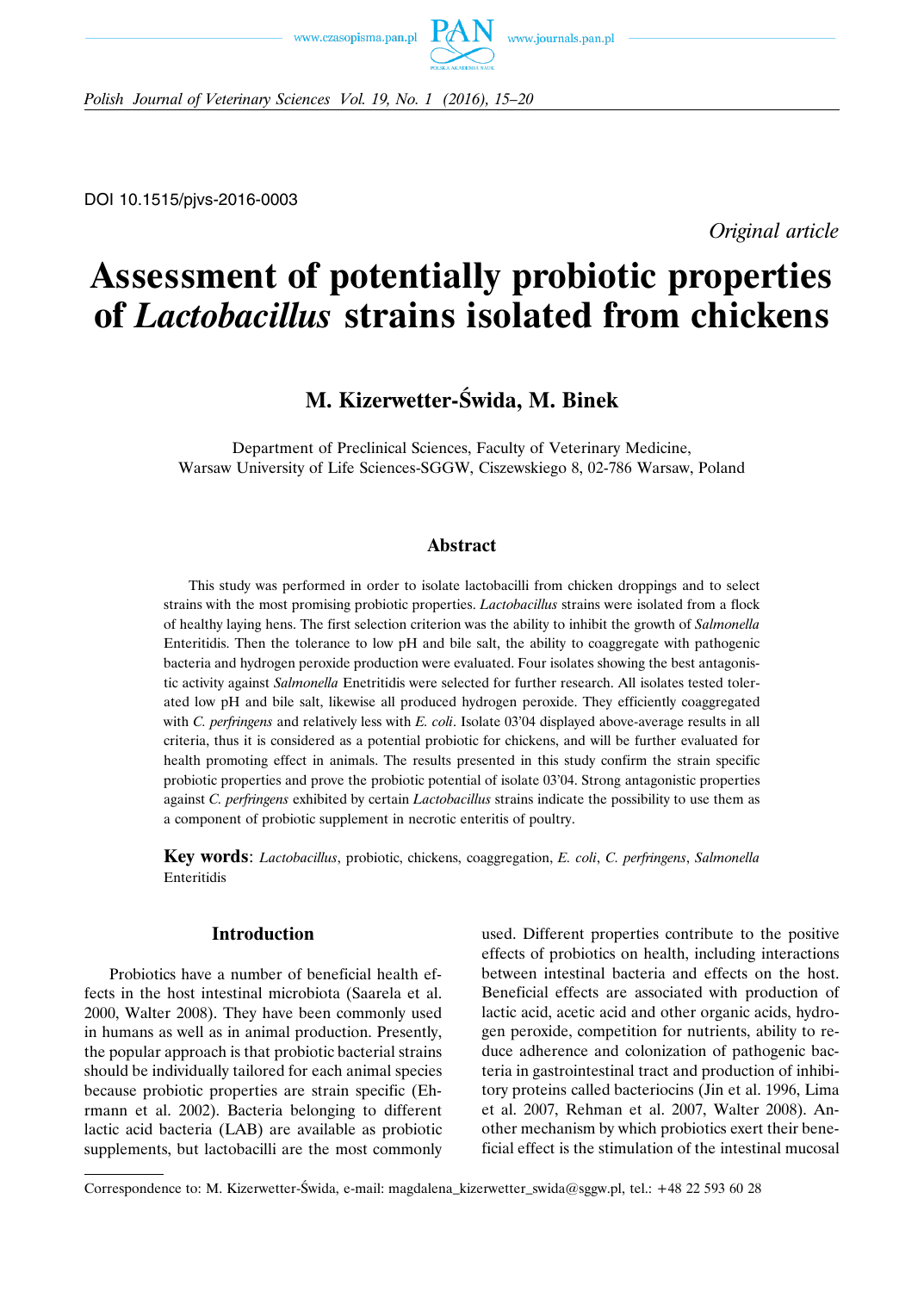DOI 10.1515/pjvs-2016-0003

*Original article*

# Assessment of potentially probiotic properties of *Lactobacillus* strains isolated from chickens

## M. Kizerwetter-Świda, M. Binek

Department of Preclinical Sciences, Faculty of Veterinary Medicine,
Warsaw University of Life Sciences-SGGW, Ciszewskiego 8, 02-786 Warsaw, Poland

### Abstract

This study was performed in order to isolate lactobacilli from chicken droppings and to select strains with the most promising probiotic properties. *Lactobacillus* strains were isolated from a flock of healthy laying hens. The first selection criterion was the ability to inhibit the growth of *Salmonella* Enteritidis. Then the tolerance to low pH and bile salt, the ability to coaggregate with pathogenic bacteria and hydrogen peroxide production were evaluated. Four isolates showing the best antagonistic activity against *Salmonella* Enetritidis were selected for further research. All isolates tested tolerated low pH and bile salt, likewise all produced hydrogen peroxide. They efficiently coaggregated with *C. perfringens* and relatively less with *E. coli*. Isolate 03'04 displayed above-average results in all criteria, thus it is considered as a potential probiotic for chickens, and will be further evaluated for health promoting effect in animals. The results presented in this study confirm the strain specific probiotic properties and prove the probiotic potential of isolate 03'04. Strong antagonistic properties against *C. perfringens* exhibited by certain *Lactobacillus* strains indicate the possibility to use them as a component of probiotic supplement in necrotic enteritis of poultry.

**Key words**: *Lactobacillus*, probiotic, chickens, coaggregation, *E. coli*, *C. perfringens*, *Salmonella* Enteritidis

### Introduction

Probiotics have a number of beneficial health effects in the host intestinal microbiota (Saarela et al. 2000, Walter 2008). They have been commonly used in humans as well as in animal production. Presently, the popular approach is that probiotic bacterial strains should be individually tailored for each animal species because probiotic properties are strain specific (Ehrmann et al. 2002). Bacteria belonging to different lactic acid bacteria (LAB) are available as probiotic supplements, but lactobacilli are the most commonly used. Different properties contribute to the positive effects of probiotics on health, including interactions between intestinal bacteria and effects on the host. Beneficial effects are associated with production of lactic acid, acetic acid and other organic acids, hydrogen peroxide, competition for nutrients, ability to reduce adherence and colonization of pathogenic bacteria in gastrointestinal tract and production of inhibitory proteins called bacteriocins (Jin et al. 1996, Lima et al. 2007, Rehman et al. 2007, Walter 2008). Another mechanism by which probiotics exert their beneficial effect is the stimulation of the intestinal mucosal

Correspondence to: M. Kizerwetter-Świda, e-mail: magdalena_kizerwetter_swida@sggw.pl, tel.: +48 22 593 60 28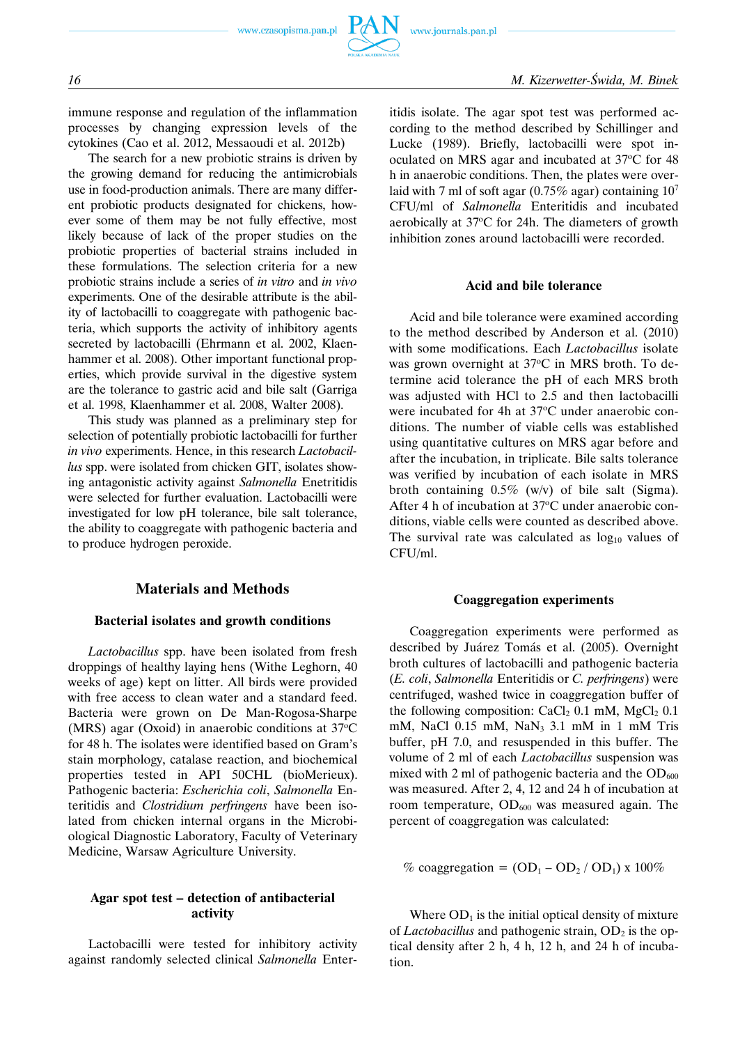immune response and regulation of the inflammation processes by changing expression levels of the cytokines (Cao et al. 2012, Messaoudi et al. 2012b)

The search for a new probiotic strains is driven by the growing demand for reducing the antimicrobials use in food-production animals. There are many different probiotic products designated for chickens, however some of them may be not fully effective, most likely because of lack of the proper studies on the probiotic properties of bacterial strains included in these formulations. The selection criteria for a new probiotic strains include a series of *in vitro* and *in vivo* experiments. One of the desirable attribute is the ability of lactobacilli to coaggregate with pathogenic bacteria, which supports the activity of inhibitory agents secreted by lactobacilli (Ehrmann et al. 2002, Klaenhammer et al. 2008). Other important functional properties, which provide survival in the digestive system are the tolerance to gastric acid and bile salt (Garriga et al. 1998, Klaenhammer et al. 2008, Walter 2008).

This study was planned as a preliminary step for selection of potentially probiotic lactobacilli for further *in vivo* experiments. Hence, in this research *Lactobacillus* spp. were isolated from chicken GIT, isolates showing antagonistic activity against *Salmonella* Enetritidis were selected for further evaluation. Lactobacilli were investigated for low pH tolerance, bile salt tolerance, the ability to coaggregate with pathogenic bacteria and to produce hydrogen peroxide.

## Materials and Methods

### Bacterial isolates and growth conditions

*Lactobacillus* spp. have been isolated from fresh droppings of healthy laying hens (Withe Leghorn, 40 weeks of age) kept on litter. All birds were provided with free access to clean water and a standard feed. Bacteria were grown on De Man-Rogosa-Sharpe (MRS) agar (Oxoid) in anaerobic conditions at 37°C for 48 h. The isolates were identified based on Gram's stain morphology, catalase reaction, and biochemical properties tested in API 50CHL (bioMerieux). Pathogenic bacteria: *Escherichia coli*, *Salmonella* Enteritidis and *Clostridium perfringens* have been isolated from chicken internal organs in the Microbiological Diagnostic Laboratory, Faculty of Veterinary Medicine, Warsaw Agriculture University.

### Agar spot test – detection of antibacterial activity

Lactobacilli were tested for inhibitory activity against randomly selected clinical *Salmonella* Enteritidis isolate. The agar spot test was performed according to the method described by Schillinger and Lucke (1989). Briefly, lactobacilli were spot inoculated on MRS agar and incubated at 37°C for 48 h in anaerobic conditions. Then, the plates were overlaid with 7 ml of soft agar (0.75% agar) containing $10^7$ CFU/ml of *Salmonella* Enteritidis and incubated aerobically at 37°C for 24h. The diameters of growth inhibition zones around lactobacilli were recorded.

### Acid and bile tolerance

Acid and bile tolerance were examined according to the method described by Anderson et al. (2010) with some modifications. Each *Lactobacillus* isolate was grown overnight at 37°C in MRS broth. To determine acid tolerance the pH of each MRS broth was adjusted with HCl to 2.5 and then lactobacilli were incubated for 4h at 37°C under anaerobic conditions. The number of viable cells was established using quantitative cultures on MRS agar before and after the incubation, in triplicate. Bile salts tolerance was verified by incubation of each isolate in MRS broth containing 0.5% (w/v) of bile salt (Sigma). After 4 h of incubation at 37°C under anaerobic conditions, viable cells were counted as described above. The survival rate was calculated as $\log_{10}$ values of CFU/ml.

### Coaggregation experiments

Coaggregation experiments were performed as described by Juárez Tomás et al. (2005). Overnight broth cultures of lactobacilli and pathogenic bacteria (*E. coli*, *Salmonella* Enteritidis or *C. perfringens*) were centrifuged, washed twice in coaggregation buffer of the following composition: $CaCl_2$ 0.1 mM, $MgCl_2$ 0.1 mM, NaCl 0.15 mM, $NaN_3$ 3.1 mM in 1 mM Tris buffer, pH 7.0, and resuspended in this buffer. The volume of 2 ml of each *Lactobacillus* suspension was mixed with 2 ml of pathogenic bacteria and the $OD_{600}$ was measured. After 2, 4, 12 and 24 h of incubation at room temperature, $OD_{600}$ was measured again. The percent of coaggregation was calculated:

$$\% \text{ coaggregation} = (OD_1 - OD_2 / OD_1) \times 100\%$$

Where $OD_1$ is the initial optical density of mixture of *Lactobacillus* and pathogenic strain, $OD_2$ is the optical density after 2 h, 4 h, 12 h, and 24 h of incubation.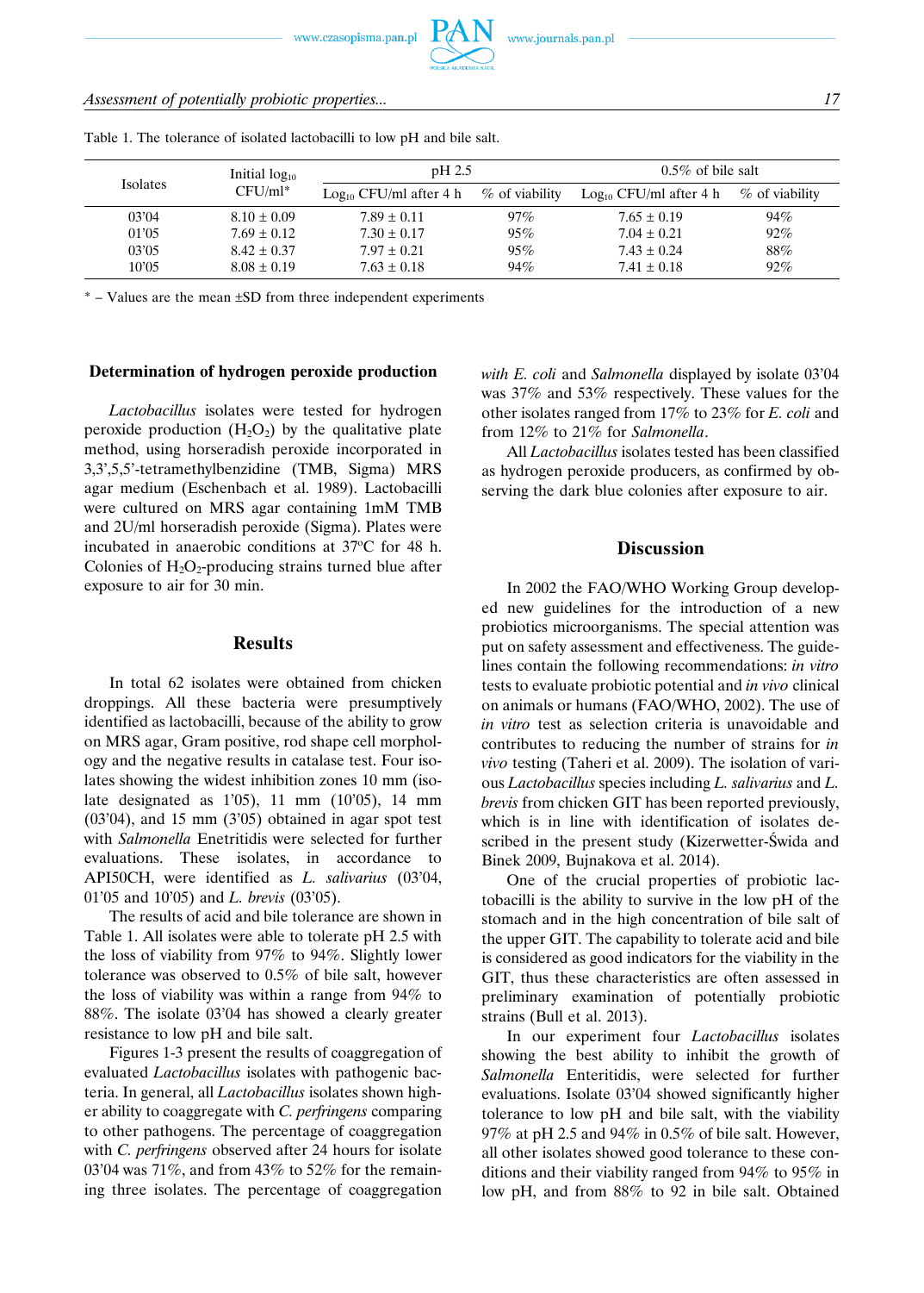Table 1. The tolerance of isolated lactobacilli to low pH and bile salt.

| Isolates | Initial $\log_{10}$ CFU/ml* | pH 2.5 | | 0.5% of bile salt | |
|---|---|---|---|---|---|
| | | $\text{Log}_{10}$ CFU/ml after 4 h | % of viability | $\text{Log}_{10}$ CFU/ml after 4 h | % of viability |
| 03'04 | 8.10 ± 0.09 | 7.89 ± 0.11 | 97% | 7.65 ± 0.19 | 94% |
| 01'05 | 7.69 ± 0.12 | 7.30 ± 0.17 | 95% | 7.04 ± 0.21 | 92% |
| 03'05 | 8.42 ± 0.37 | 7.97 ± 0.21 | 95% | 7.43 ± 0.24 | 88% |
| 10'05 | 8.08 ± 0.19 | 7.63 ± 0.18 | 94% | 7.41 ± 0.18 | 92% |

* – Values are the mean ±SD from three independent experiments

### Determination of hydrogen peroxide production

*Lactobacillus* isolates were tested for hydrogen peroxide production ($H_2O_2$) by the qualitative plate method, using horseradish peroxide incorporated in 3,3',5,5'-tetramethylbenzidine (TMB, Sigma) MRS agar medium (Eschenbach et al. 1989). Lactobacilli were cultured on MRS agar containing 1mM TMB and 2U/ml horseradish peroxide (Sigma). Plates were incubated in anaerobic conditions at 37°C for 48 h. Colonies of $H_2O_2$-producing strains turned blue after exposure to air for 30 min.

## Results

In total 62 isolates were obtained from chicken droppings. All these bacteria were presumptively identified as lactobacilli, because of the ability to grow on MRS agar, Gram positive, rod shape cell morphology and the negative results in catalase test. Four isolates showing the widest inhibition zones 10 mm (isolate designated as 1'05), 11 mm (10'05), 14 mm (03'04), and 15 mm (3'05) obtained in agar spot test with *Salmonella* Enetritidis were selected for further evaluations. These isolates, in accordance to API50CH, were identified as *L. salivarius* (03'04, 01'05 and 10'05) and *L. brevis* (03'05).

The results of acid and bile tolerance are shown in Table 1. All isolates were able to tolerate pH 2.5 with the loss of viability from 97% to 94%. Slightly lower tolerance was observed to 0.5% of bile salt, however the loss of viability was within a range from 94% to 88%. The isolate 03'04 has showed a clearly greater resistance to low pH and bile salt.

Figures 1-3 present the results of coaggregation of evaluated *Lactobacillus* isolates with pathogenic bacteria. In general, all *Lactobacillus* isolates shown higher ability to coaggregate with *C. perfringens* comparing to other pathogens. The percentage of coaggregation with *C. perfringens* observed after 24 hours for isolate 03'04 was 71%, and from 43% to 52% for the remaining three isolates. The percentage of coaggregation with *E. coli* and *Salmonella* displayed by isolate 03'04 was 37% and 53% respectively. These values for the other isolates ranged from 17% to 23% for *E. coli* and from 12% to 21% for *Salmonella*.

All *Lactobacillus* isolates tested has been classified as hydrogen peroxide producers, as confirmed by observing the dark blue colonies after exposure to air.

## Discussion

In 2002 the FAO/WHO Working Group developed new guidelines for the introduction of a new probiotics microorganisms. The special attention was put on safety assessment and effectiveness. The guidelines contain the following recommendations: *in vitro* tests to evaluate probiotic potential and *in vivo* clinical on animals or humans (FAO/WHO, 2002). The use of *in vitro* test as selection criteria is unavoidable and contributes to reducing the number of strains for *in vivo* testing (Taheri et al. 2009). The isolation of various *Lactobacillus* species including *L. salivarius* and *L. brevis* from chicken GIT has been reported previously, which is in line with identification of isolates described in the present study (Kizerwetter-Świda and Binek 2009, Bujnakova et al. 2014).

One of the crucial properties of probiotic lactobacilli is the ability to survive in the low pH of the stomach and in the high concentration of bile salt of the upper GIT. The capability to tolerate acid and bile is considered as good indicators for the viability in the GIT, thus these characteristics are often assessed in preliminary examination of potentially probiotic strains (Bull et al. 2013).

In our experiment four *Lactobacillus* isolates showing the best ability to inhibit the growth of *Salmonella* Enteritidis, were selected for further evaluations. Isolate 03'04 showed significantly higher tolerance to low pH and bile salt, with the viability 97% at pH 2.5 and 94% in 0.5% of bile salt. However, all other isolates showed good tolerance to these conditions and their viability ranged from 94% to 95% in low pH, and from 88% to 92 in bile salt. Obtained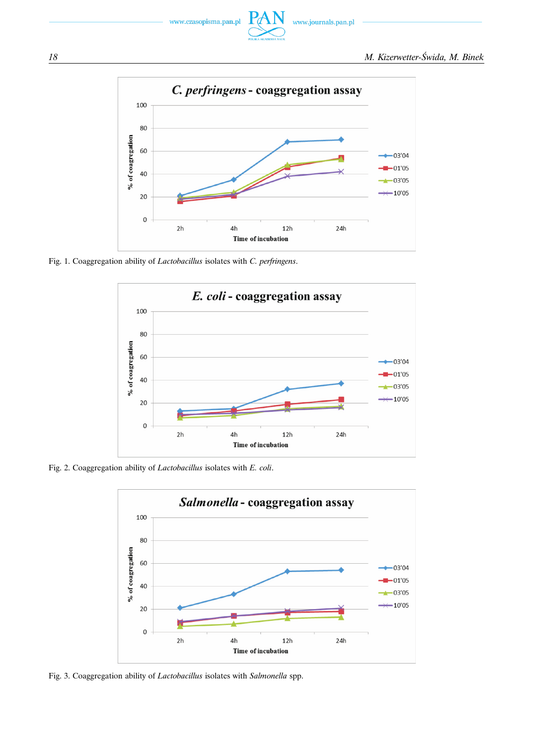Fig. 1. Coaggregation ability of *Lactobacillus* isolates with *C. perfringens*.

Fig. 2. Coaggregation ability of *Lactobacillus* isolates with *E. coli*.

Fig. 3. Coaggregation ability of *Lactobacillus* isolates with *Salmonella* spp.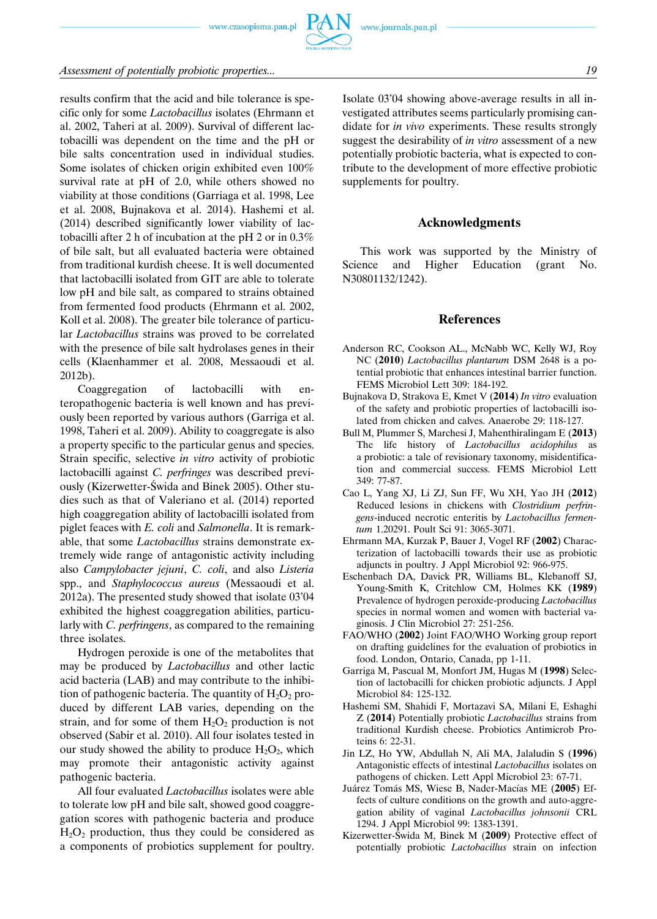results confirm that the acid and bile tolerance is specific only for some *Lactobacillus* isolates (Ehrmann et al. 2002, Taheri at al. 2009). Survival of different lactobacilli was dependent on the time and the pH or bile salts concentration used in individual studies. Some isolates of chicken origin exhibited even 100% survival rate at pH of 2.0, while others showed no viability at those conditions (Garriaga et al. 1998, Lee et al. 2008, Bujnakova et al. 2014). Hashemi et al. (2014) described significantly lower viability of lactobacilli after 2 h of incubation at the pH 2 or in 0.3% of bile salt, but all evaluated bacteria were obtained from traditional kurdish cheese. It is well documented that lactobacilli isolated from GIT are able to tolerate low pH and bile salt, as compared to strains obtained from fermented food products (Ehrmann et al. 2002, Koll et al. 2008). The greater bile tolerance of particular *Lactobacillus* strains was proved to be correlated with the presence of bile salt hydrolases genes in their cells (Klaenhammer et al. 2008, Messaoudi et al. 2012b).

Coaggregation of lactobacilli with enteropathogenic bacteria is well known and has previously been reported by various authors (Garriga et al. 1998, Taheri et al. 2009). Ability to coaggregate is also a property specific to the particular genus and species. Strain specific, selective *in vitro* activity of probiotic lactobacilli against *C. perfringes* was described previously (Kizerwetter-Świda and Binek 2005). Other studies such as that of Valeriano et al. (2014) reported high coaggregation ability of lactobacilli isolated from piglet feaces with *E. coli* and *Salmonella*. It is remarkable, that some *Lactobacillus* strains demonstrate extremely wide range of antagonistic activity including also *Campylobacter jejuni*, *C. coli*, and also *Listeria* spp., and *Staphylococcus aureus* (Messaoudi et al. 2012a). The presented study showed that isolate 03'04 exhibited the highest coaggregation abilities, particularly with *C. perfringens*, as compared to the remaining three isolates.

Hydrogen peroxide is one of the metabolites that may be produced by *Lactobacillus* and other lactic acid bacteria (LAB) and may contribute to the inhibition of pathogenic bacteria. The quantity of $H_2O_2$ produced by different LAB varies, depending on the strain, and for some of them $H_2O_2$ production is not observed (Sabir et al. 2010). All four isolates tested in our study showed the ability to produce $H_2O_2$, which may promote their antagonistic activity against pathogenic bacteria.

All four evaluated *Lactobacillus* isolates were able to tolerate low pH and bile salt, showed good coaggregation scores with pathogenic bacteria and produce $H_2O_2$ production, thus they could be considered as a components of probiotics supplement for poultry. Isolate 03'04 showing above-average results in all investigated attributes seems particularly promising candidate for *in vivo* experiments. These results strongly suggest the desirability of *in vitro* assessment of a new potentially probiotic bacteria, what is expected to contribute to the development of more effective probiotic supplements for poultry.

## Acknowledgments

This work was supported by the Ministry of Science and Higher Education (grant No. N30801132/1242).

## References

Anderson RC, Cookson AL., McNabb WC, Kelly WJ, Roy NC (**2010**) *Lactobacillus plantarum* DSM 2648 is a potential probiotic that enhances intestinal barrier function. FEMS Microbiol Lett 309: 184-192.

Bujnakova D, Strakova E, Kmet V (**2014**) *In vitro* evaluation of the safety and probiotic properties of lactobacilli isolated from chicken and calves. Anaerobe 29: 118-127.

Bull M, Plummer S, Marchesi J, Mahenthiralingam E (**2013**) The life history of *Lactobacillus acidophilus* as a probiotic: a tale of revisionary taxonomy, misidentification and commercial success. FEMS Microbiol Lett 349: 77-87.

Cao L, Yang XJ, Li ZJ, Sun FF, Wu XH, Yao JH (**2012**) Reduced lesions in chickens with *Clostridium perfringens*-induced necrotic enteritis by *Lactobacillus fermentum* 1.20291. Poult Sci 91: 3065-3071.

Ehrmann MA, Kurzak P, Bauer J, Vogel RF (**2002**) Characterization of lactobacilli towards their use as probiotic adjuncts in poultry. J Appl Microbiol 92: 966-975.

Eschenbach DA, Davick PR, Williams BL, Klebanoff SJ, Young-Smith K, Critchlow CM, Holmes KK (**1989**) Prevalence of hydrogen peroxide-producing *Lactobacillus* species in normal women and women with bacterial vaginosis. J Clin Microbiol 27: 251-256.

FAO/WHO (**2002**) Joint FAO/WHO Working group report on drafting guidelines for the evaluation of probiotics in food. London, Ontario, Canada, pp 1-11.

Garriga M, Pascual M, Monfort JM, Hugas M (**1998**) Selection of lactobacilli for chicken probiotic adjuncts. J Appl Microbiol 84: 125-132.

Hashemi SM, Shahidi F, Mortazavi SA, Milani E, Eshaghi Z (**2014**) Potentially probiotic *Lactobacillus* strains from traditional Kurdish cheese. Probiotics Antimicrob Proteins 6: 22-31.

Jin LZ, Ho YW, Abdullah N, Ali MA, Jalaludin S (**1996**) Antagonistic effects of intestinal *Lactobacillus* isolates on pathogens of chicken. Lett Appl Microbiol 23: 67-71.

Juárez Tomás MS, Wiese B, Nader-Macías ME (**2005**) Effects of culture conditions on the growth and auto-aggregation ability of vaginal *Lactobacillus johnsonii* CRL 1294. J Appl Microbiol 99: 1383-1391.

Kizerwetter-Świda M, Binek M (**2009**) Protective effect of potentially probiotic *Lactobacillus* strain on infection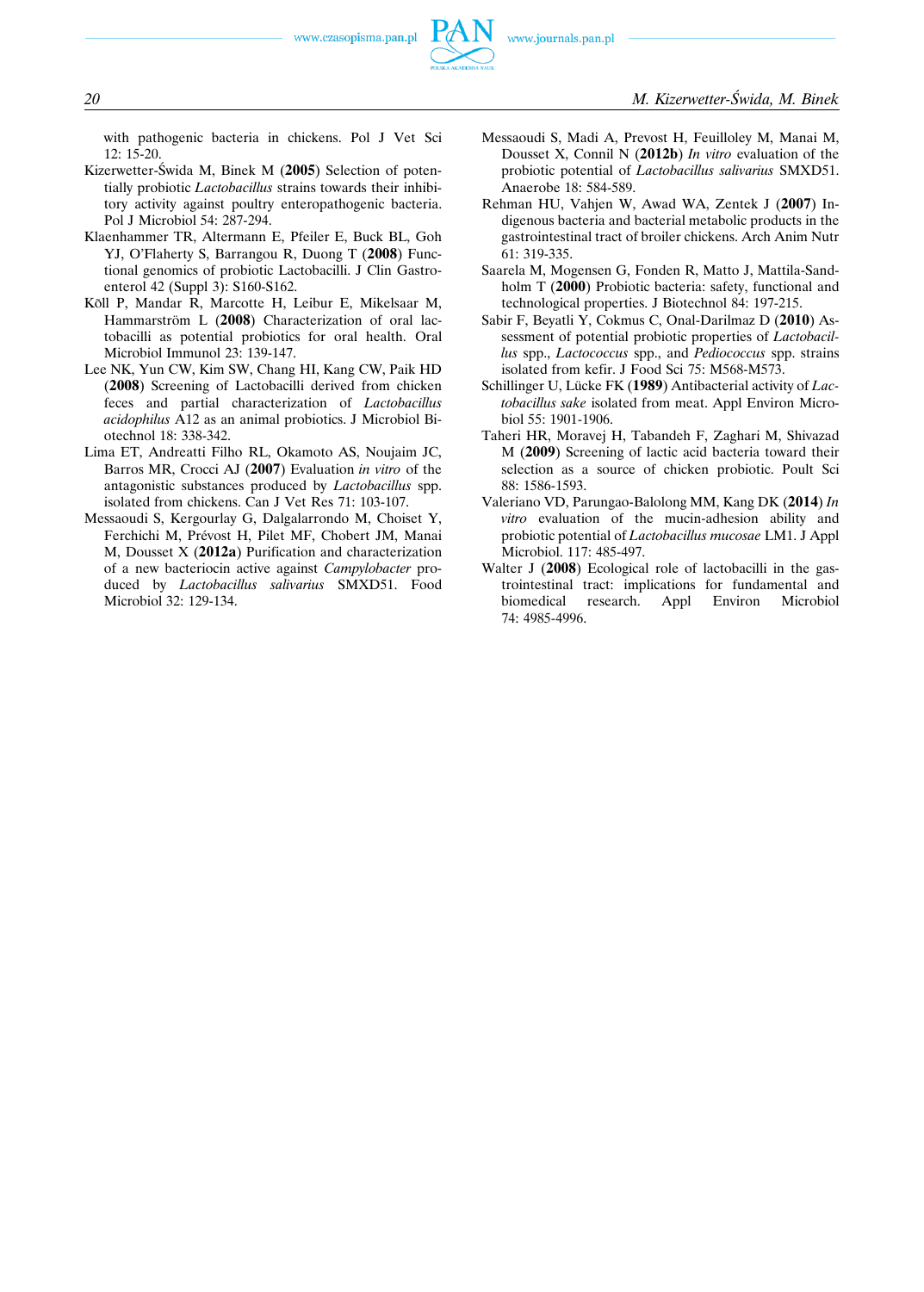with pathogenic bacteria in chickens. Pol J Vet Sci 12: 15-20.

Kizerwetter-Świda M, Binek M (**2005**) Selection of potentially probiotic *Lactobacillus* strains towards their inhibitory activity against poultry enteropathogenic bacteria. Pol J Microbiol 54: 287-294.

Klaenhammer TR, Altermann E, Pfeiler E, Buck BL, Goh YJ, O'Flaherty S, Barrangou R, Duong T (**2008**) Functional genomics of probiotic Lactobacilli. J Clin Gastroenterol 42 (Suppl 3): S160-S162.

Kõll P, Mandar R, Marcotte H, Leibur E, Mikelsaar M, Hammarström L (**2008**) Characterization of oral lactobacilli as potential probiotics for oral health. Oral Microbiol Immunol 23: 139-147.

Lee NK, Yun CW, Kim SW, Chang HI, Kang CW, Paik HD (**2008**) Screening of Lactobacilli derived from chicken feces and partial characterization of *Lactobacillus acidophilus* A12 as an animal probiotics. J Microbiol Biotechnol 18: 338-342.

Lima ET, Andreatti Filho RL, Okamoto AS, Noujaim JC, Barros MR, Crocci AJ (**2007**) Evaluation *in vitro* of the antagonistic substances produced by *Lactobacillus* spp. isolated from chickens. Can J Vet Res 71: 103-107.

Messaoudi S, Kergourlay G, Dalgalarrondo M, Choiset Y, Ferchichi M, Prévost H, Pilet MF, Chobert JM, Manai M, Dousset X (**2012a**) Purification and characterization of a new bacteriocin active against *Campylobacter* produced by *Lactobacillus salivarius* SMXD51. Food Microbiol 32: 129-134.

Messaoudi S, Madi A, Prevost H, Feuilloley M, Manai M, Dousset X, Connil N (**2012b**) *In vitro* evaluation of the probiotic potential of *Lactobacillus salivarius* SMXD51. Anaerobe 18: 584-589.

Rehman HU, Vahjen W, Awad WA, Zentek J (**2007**) Indigenous bacteria and bacterial metabolic products in the gastrointestinal tract of broiler chickens. Arch Anim Nutr 61: 319-335.

Saarela M, Mogensen G, Fonden R, Matto J, Mattila-Sandholm T (**2000**) Probiotic bacteria: safety, functional and technological properties. J Biotechnol 84: 197-215.

Sabir F, Beyatli Y, Cokmus C, Onal-Darilmaz D (**2010**) Assessment of potential probiotic properties of *Lactobacillus* spp., *Lactococcus* spp., and *Pediococcus* spp. strains isolated from kefir. J Food Sci 75: M568-M573.

Schillinger U, Lücke FK (**1989**) Antibacterial activity of *Lactobacillus sake* isolated from meat. Appl Environ Microbiol 55: 1901-1906.

Taheri HR, Moravej H, Tabandeh F, Zaghari M, Shivazad M (**2009**) Screening of lactic acid bacteria toward their selection as a source of chicken probiotic. Poult Sci 88: 1586-1593.

Valeriano VD, Parungao-Balolong MM, Kang DK (**2014**) *In vitro* evaluation of the mucin-adhesion ability and probiotic potential of *Lactobacillus mucosae* LM1. J Appl Microbiol. 117: 485-497.

Walter J (**2008**) Ecological role of lactobacilli in the gastrointestinal tract: implications for fundamental and biomedical research. Appl Environ Microbiol 74: 4985-4996.